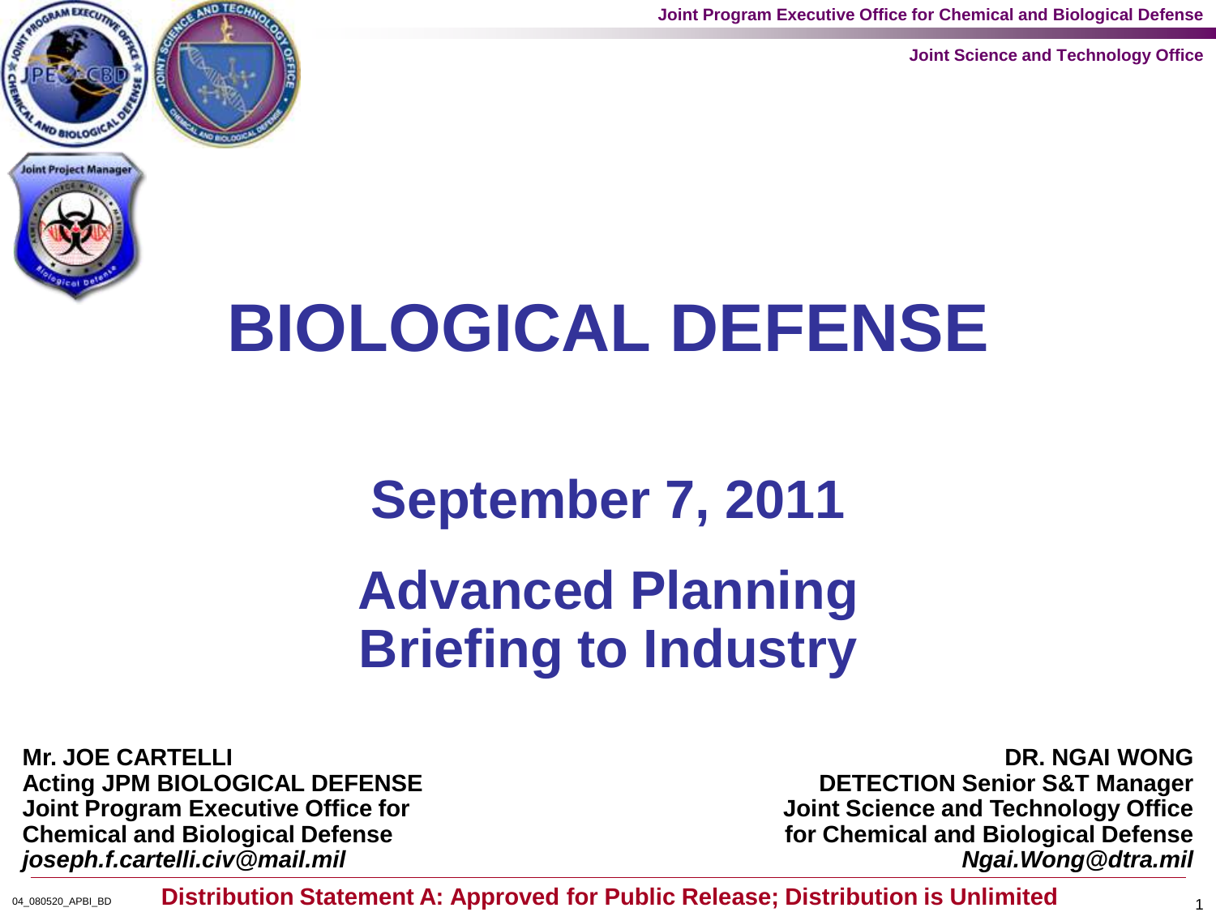Joint Program Executive Office for Chemical and Biological Defense

Joint Science and Technology Office

# BIOLOGICAL DEFENSE

## September 7, 2011

## Advanced Planning Briefing to Industry

**Mr. JOE CARTELLI**
**Acting JPM BIOLOGICAL DEFENSE**
**Joint Program Executive Office for Chemical and Biological Defense**
***joseph.f.cartelli.civ@mail.mil***

**DR. NGAI WONG**
**DETECTION Senior S&T Manager**
**Joint Science and Technology Office for Chemical and Biological Defense**
***Ngai.Wong@dtra.mil***

04_080520_APBI_BD

**Distribution Statement A: Approved for Public Release; Distribution is Unlimited**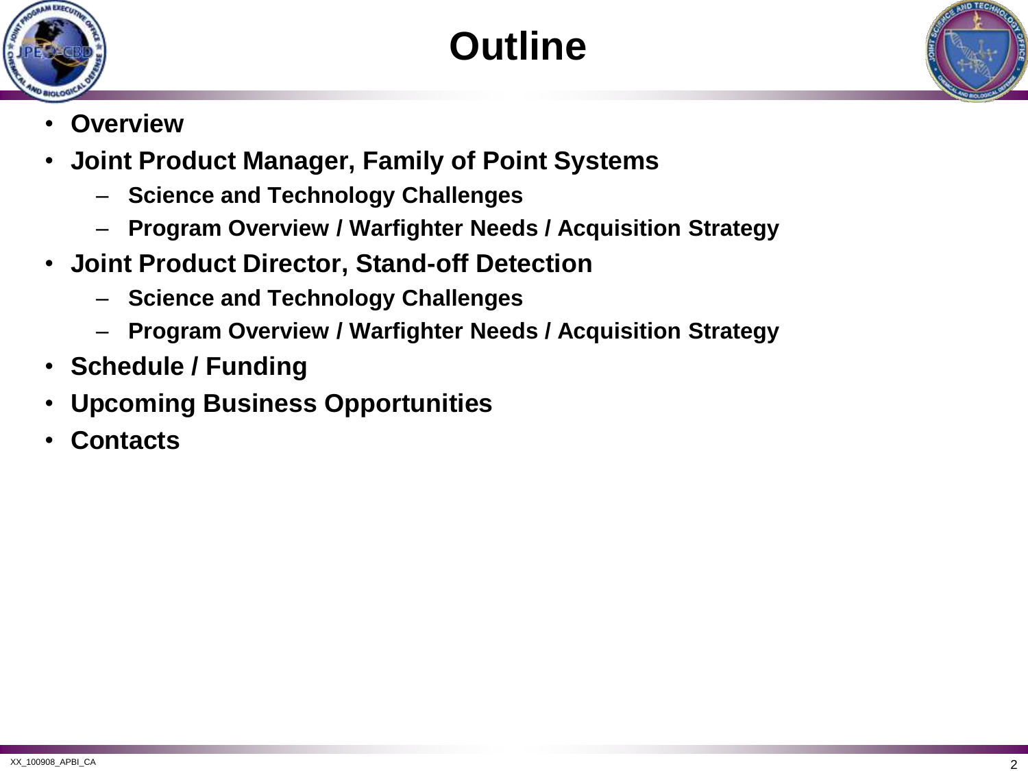# Outline

- **Overview**
- **Joint Product Manager, Family of Point Systems**
  - **Science and Technology Challenges**
  - **Program Overview / Warfighter Needs / Acquisition Strategy**
- **Joint Product Director, Stand-off Detection**
  - **Science and Technology Challenges**
  - **Program Overview / Warfighter Needs / Acquisition Strategy**
- **Schedule / Funding**
- **Upcoming Business Opportunities**
- **Contacts**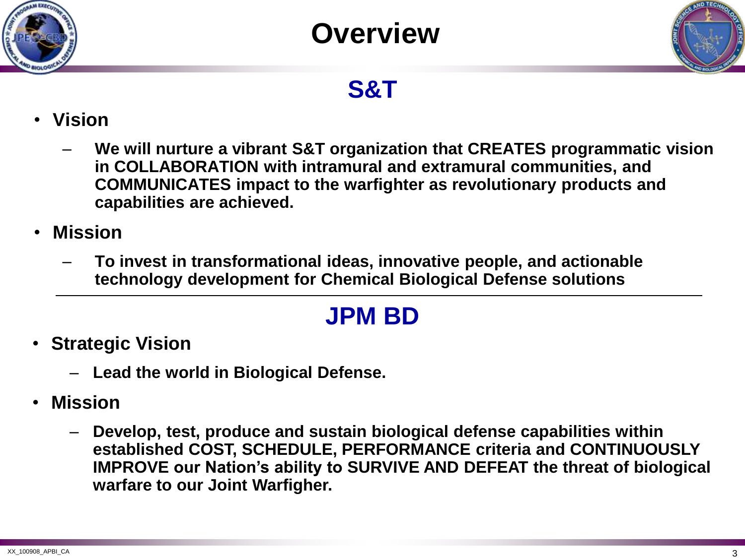# Overview

## S&T

- **Vision**
  - **We will nurture a vibrant S&T organization that CREATES programmatic vision in COLLABORATION with intramural and extramural communities, and COMMUNICATES impact to the warfighter as revolutionary products and capabilities are achieved.**
- **Mission**
  - **To invest in transformational ideas, innovative people, and actionable technology development for Chemical Biological Defense solutions**

---

## JPM BD

- **Strategic Vision**
  - **Lead the world in Biological Defense.**
- **Mission**
  - **Develop, test, produce and sustain biological defense capabilities within established COST, SCHEDULE, PERFORMANCE criteria and CONTINUOUSLY IMPROVE our Nation's ability to SURVIVE AND DEFEAT the threat of biological warfare to our Joint Warfigher.**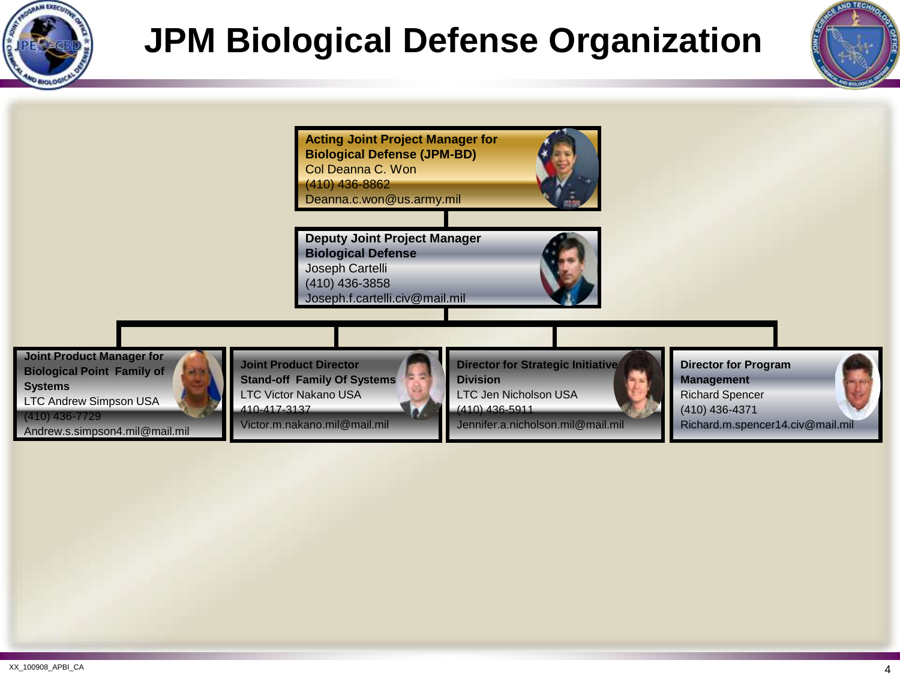# JPM Biological Defense Organization

**Acting Joint Project Manager for Biological Defense (JPM-BD)**
Col Deanna C. Won
(410) 436-8862
Deanna.c.won@us.army.mil

**Deputy Joint Project Manager Biological Defense**
Joseph Cartelli
(410) 436-3858
Joseph.f.cartelli.civ@mail.mil

**Joint Product Manager for Biological Point Family of Systems**
LTC Andrew Simpson USA
(410) 436-7729
Andrew.s.simpson4.mil@mail.mil

**Joint Product Director Stand-off Family Of Systems**
LTC Victor Nakano USA
410-417-3137
Victor.m.nakano.mil@mail.mil

**Director for Strategic Initiative Division**
LTC Jen Nicholson USA
(410) 436-5911
Jennifer.a.nicholson.mil@mail.mil

**Director for Program Management**
Richard Spencer
(410) 436-4371
Richard.m.spencer14.civ@mail.mil

XX_100908_APBI_CA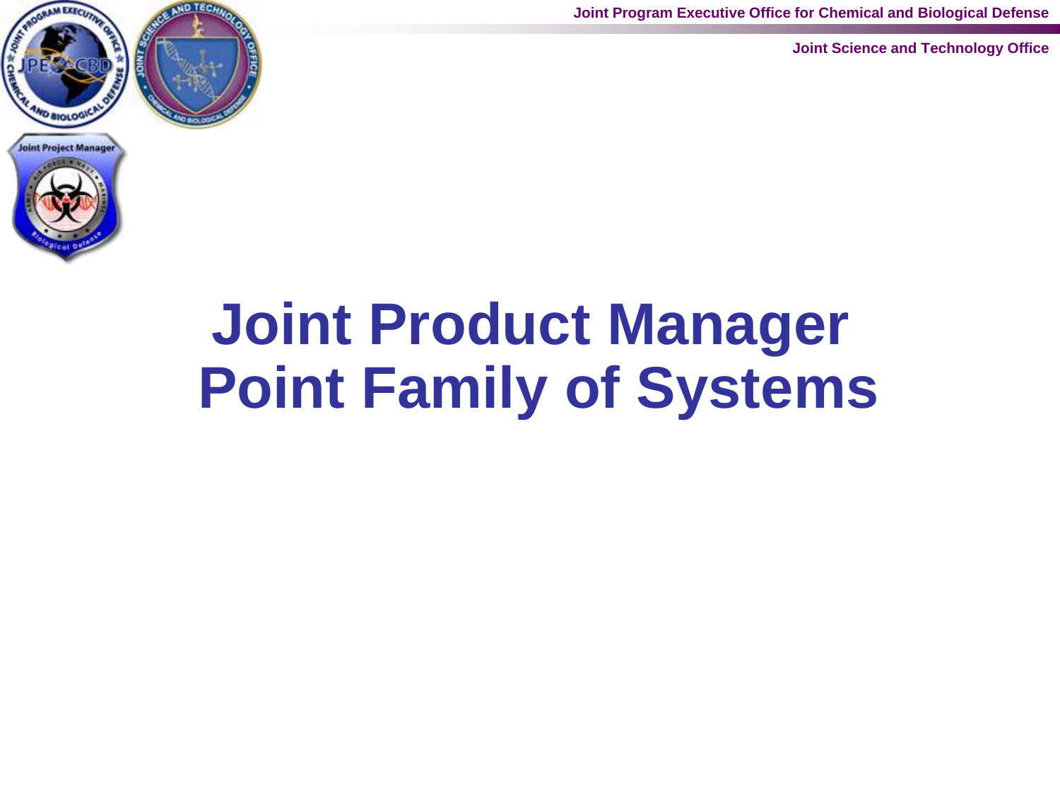# Joint Product Manager Point Family of Systems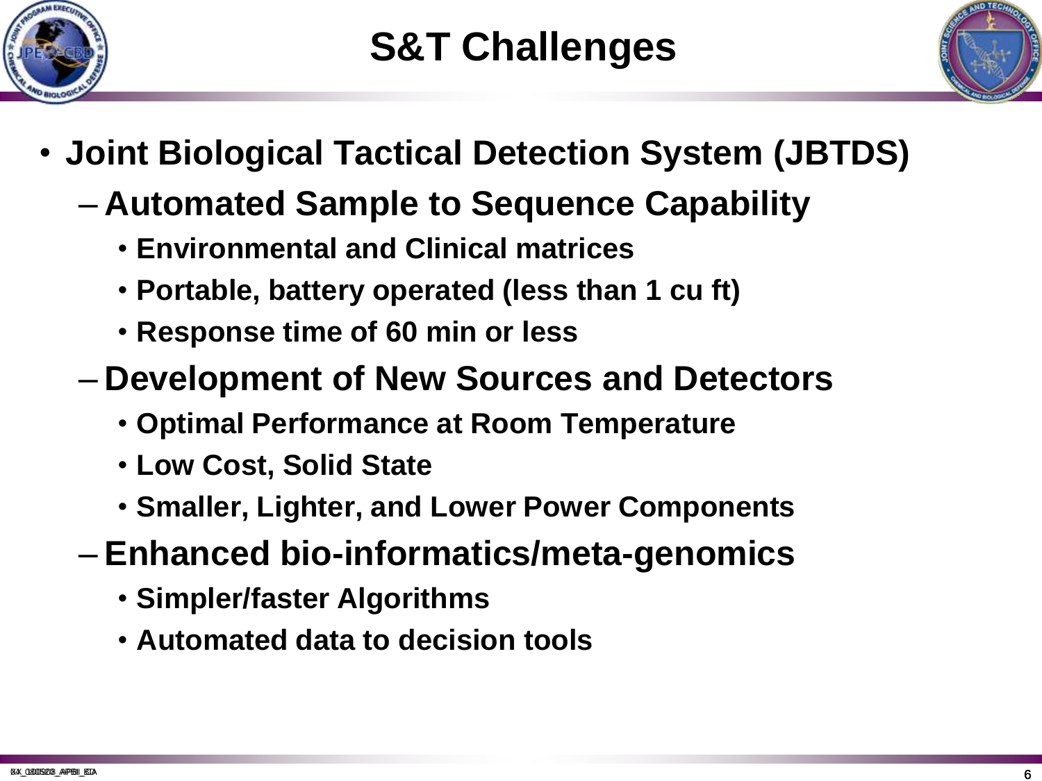# S&T Challenges

- **Joint Biological Tactical Detection System (JBTDS)**
  - **Automated Sample to Sequence Capability**
    - **Environmental and Clinical matrices**
    - **Portable, battery operated (less than 1 cu ft)**
    - **Response time of 60 min or less**
  - **Development of New Sources and Detectors**
    - **Optimal Performance at Room Temperature**
    - **Low Cost, Solid State**
    - **Smaller, Lighter, and Lower Power Components**
  - **Enhanced bio-informatics/meta-genomics**
    - **Simpler/faster Algorithms**
    - **Automated data to decision tools**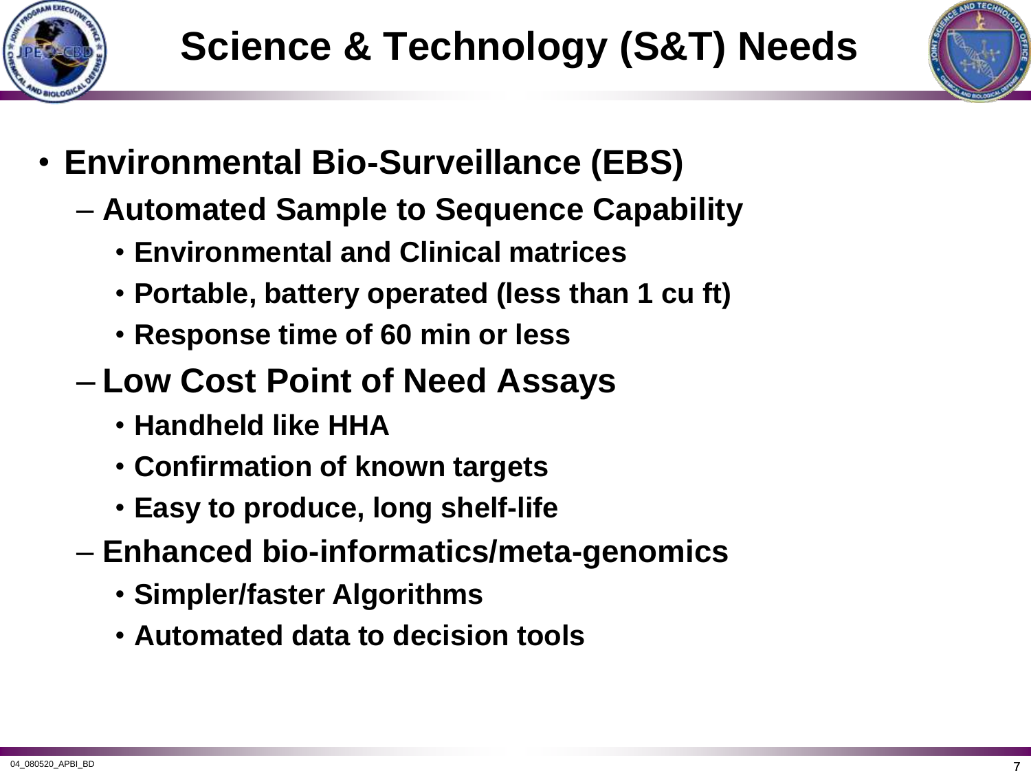# Science & Technology (S&T) Needs

- **Environmental Bio-Surveillance (EBS)**
  - **Automated Sample to Sequence Capability**
    - **Environmental and Clinical matrices**
    - **Portable, battery operated (less than 1 cu ft)**
    - **Response time of 60 min or less**
  - **Low Cost Point of Need Assays**
    - **Handheld like HHA**
    - **Confirmation of known targets**
    - **Easy to produce, long shelf-life**
  - **Enhanced bio-informatics/meta-genomics**
    - **Simpler/faster Algorithms**
    - **Automated data to decision tools**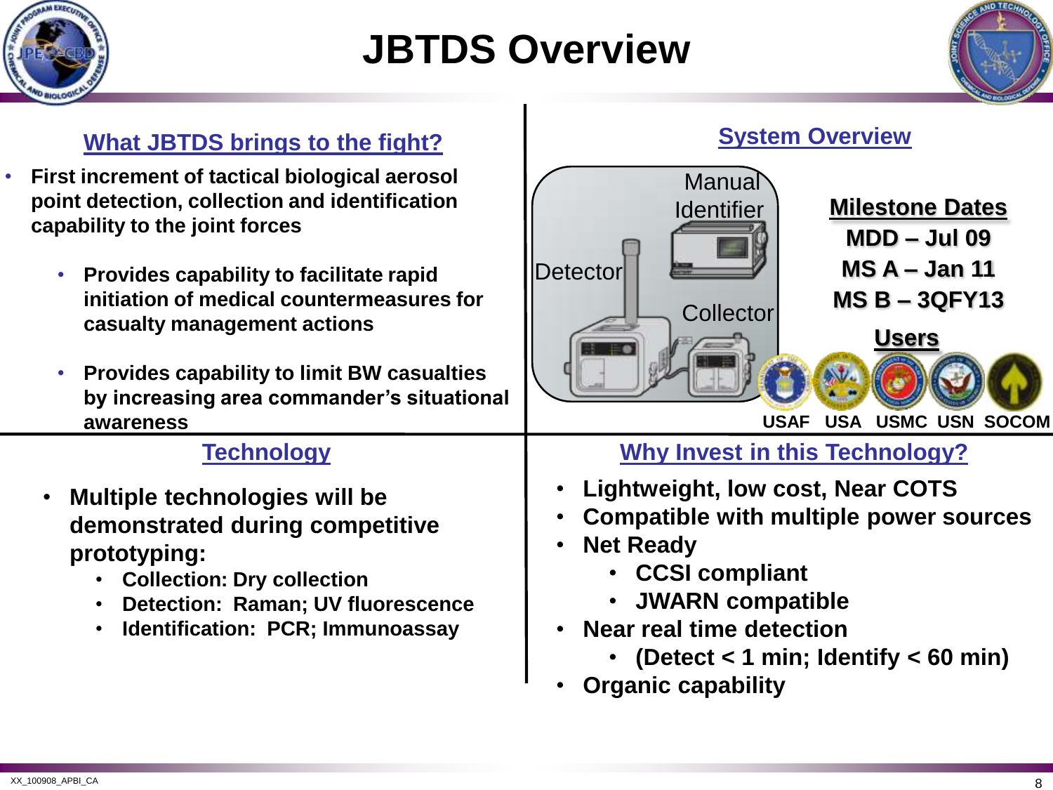# JBTDS Overview

## What JBTDS brings to the fight?

- **First increment of tactical biological aerosol point detection, collection and identification capability to the joint forces**
  - **Provides capability to facilitate rapid initiation of medical countermeasures for casualty management actions**
  - **Provides capability to limit BW casualties by increasing area commander's situational awareness**

## System Overview

Manual Identifier

Detector

Collector

**Milestone Dates**

**MDD – Jul 09**

**MS A – Jan 11**

**MS B – 3QFY13**

**Users**

**USAF USA USMC USN SOCOM**

## Technology

- **Multiple technologies will be demonstrated during competitive prototyping:**
  - **Collection: Dry collection**
  - **Detection: Raman; UV fluorescence**
  - **Identification: PCR; Immunoassay**

## Why Invest in this Technology?

- **Lightweight, low cost, Near COTS**
- **Compatible with multiple power sources**
- **Net Ready**
  - **CCSI compliant**
  - **JWARN compatible**
- **Near real time detection**
  - **(Detect < 1 min; Identify < 60 min)**
- **Organic capability**

XX_100908_APBI_CA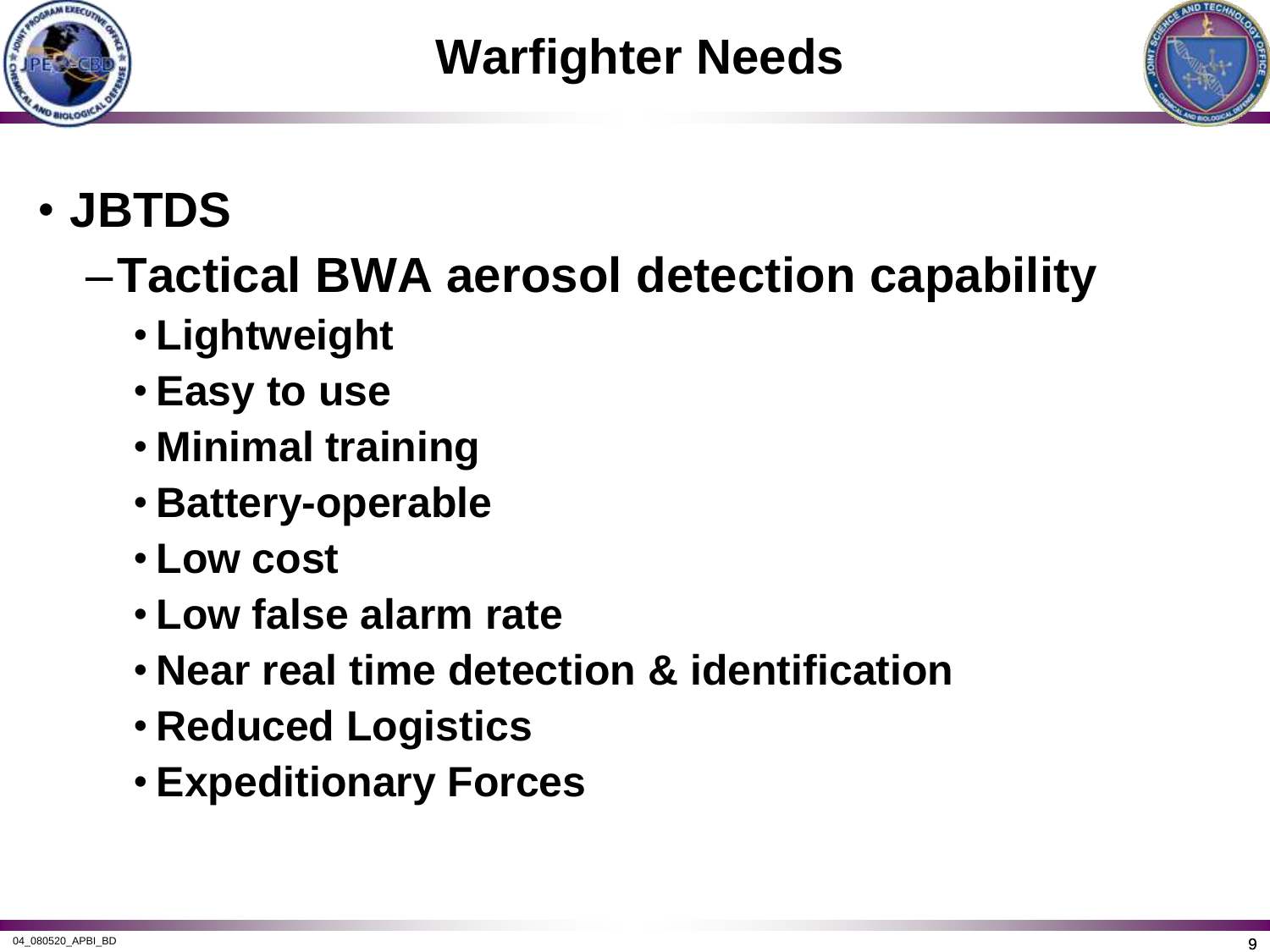# Warfighter Needs

- **JBTDS**
  - **Tactical BWA aerosol detection capability**
    - **Lightweight**
    - **Easy to use**
    - **Minimal training**
    - **Battery-operable**
    - **Low cost**
    - **Low false alarm rate**
    - **Near real time detection & identification**
    - **Reduced Logistics**
    - **Expeditionary Forces**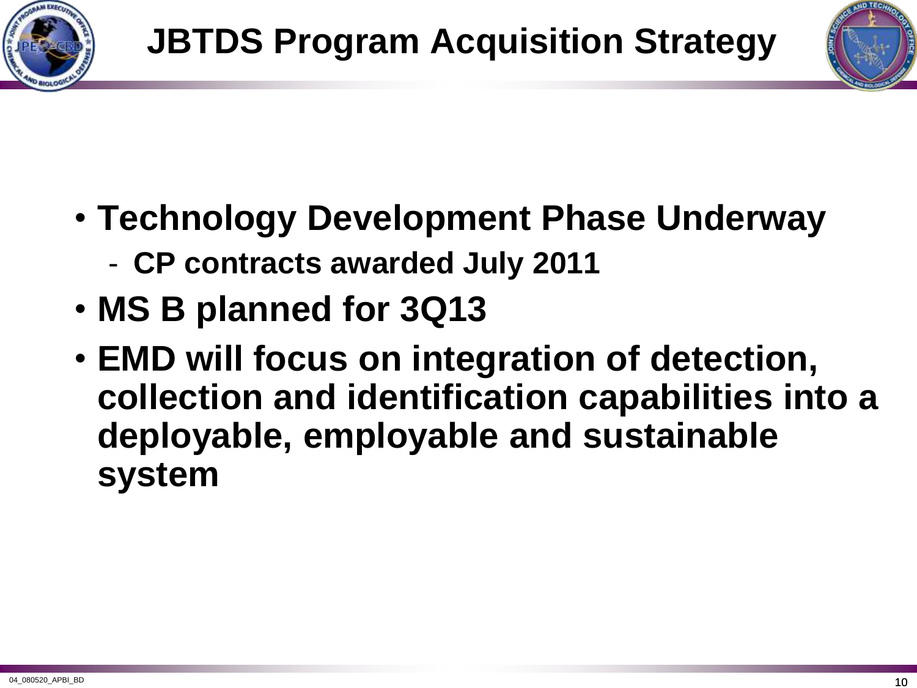# JBTDS Program Acquisition Strategy

- **Technology Development Phase Underway**
  - **CP contracts awarded July 2011**
- **MS B planned for 3Q13**
- **EMD will focus on integration of detection, collection and identification capabilities into a deployable, employable and sustainable system**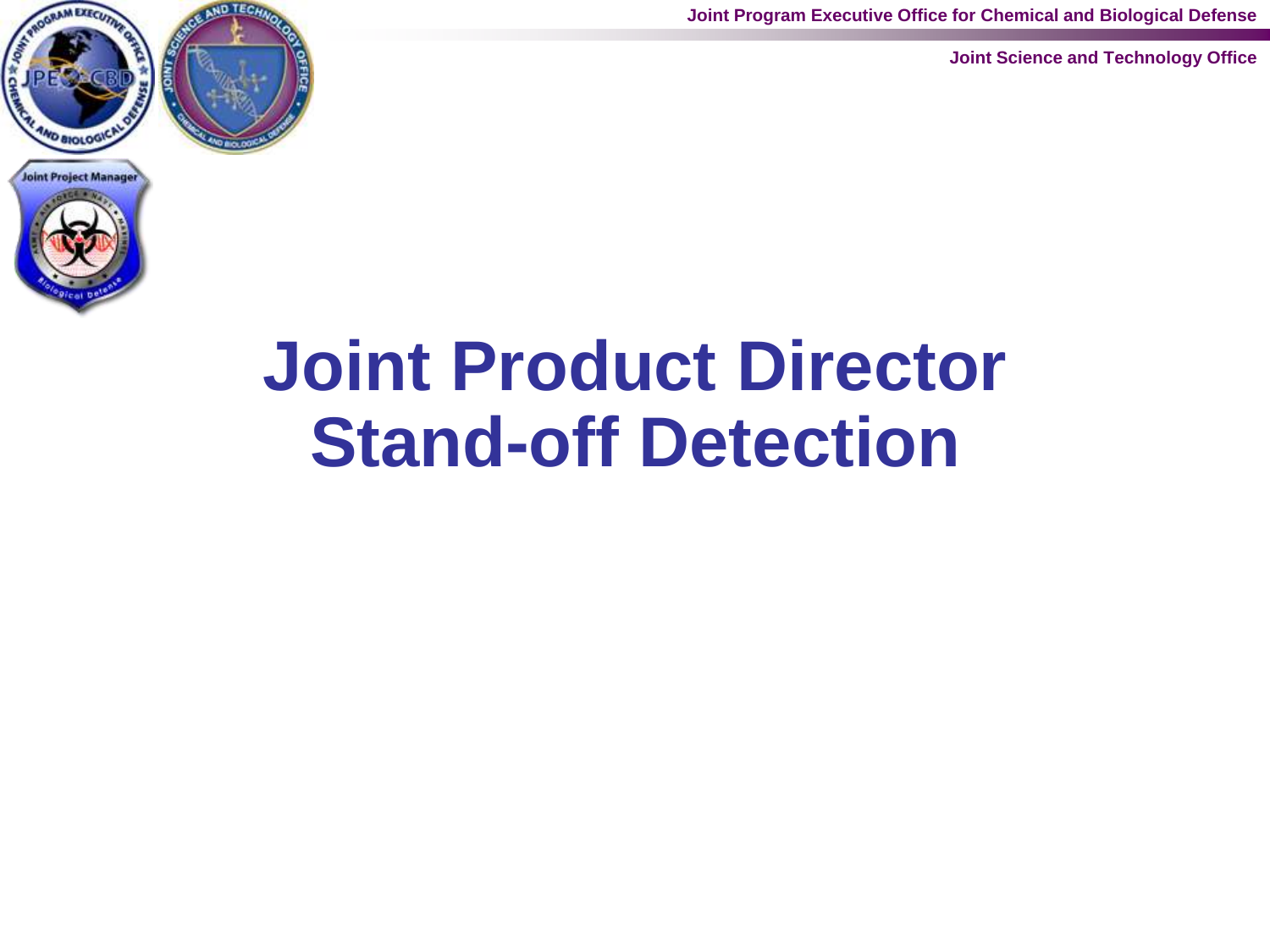# Joint Product Director Stand-off Detection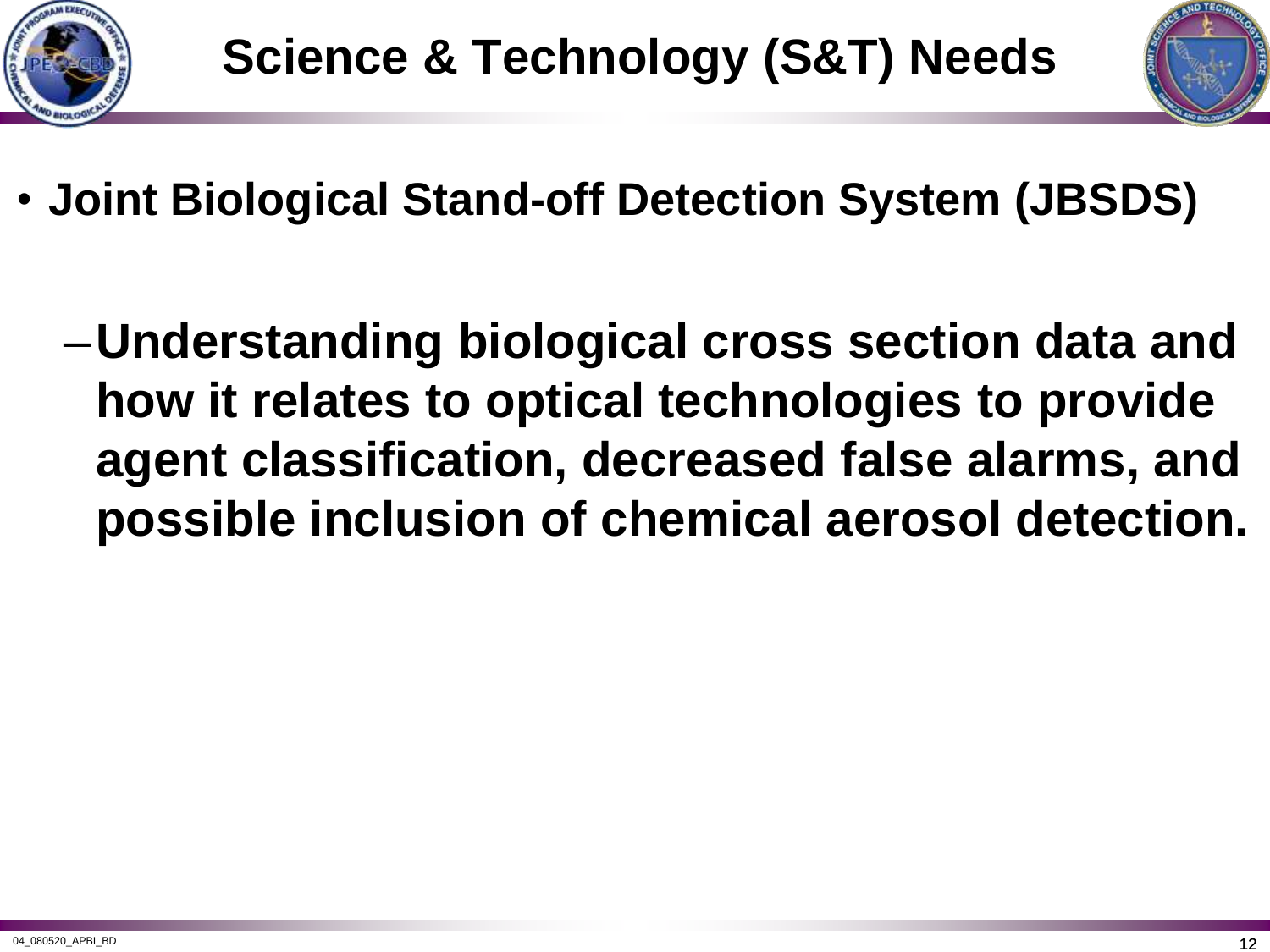# Science & Technology (S&T) Needs

- **Joint Biological Stand-off Detection System (JBSDS)**
  - **Understanding biological cross section data and how it relates to optical technologies to provide agent classification, decreased false alarms, and possible inclusion of chemical aerosol detection.**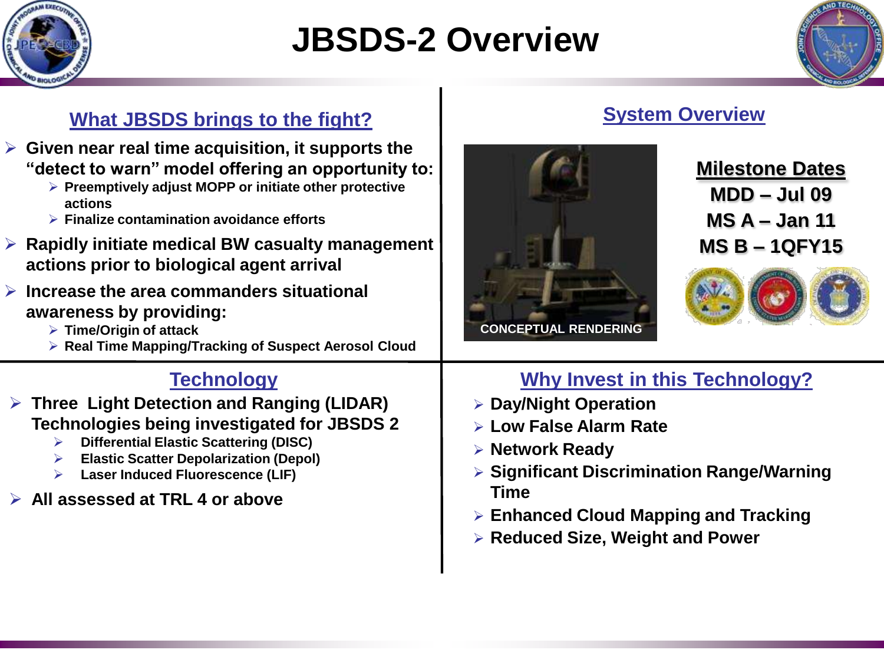# JBSDS-2 Overview

## What JBSDS brings to the fight?

- Given near real time acquisition, it supports the "detect to warn" model offering an opportunity to:
  - Preemptively adjust MOPP or initiate other protective actions
  - Finalize contamination avoidance efforts
- Rapidly initiate medical BW casualty management actions prior to biological agent arrival
- Increase the area commanders situational awareness by providing:
  - Time/Origin of attack
  - Real Time Mapping/Tracking of Suspect Aerosol Cloud

## System Overview

CONCEPTUAL RENDERING

**Milestone Dates**

**MDD – Jul 09**

**MS A – Jan 11**

**MS B – 1QFY15**

## Technology

- Three Light Detection and Ranging (LIDAR) Technologies being investigated for JBSDS 2
  - Differential Elastic Scattering (DISC)
  - Elastic Scatter Depolarization (Depol)
  - Laser Induced Fluorescence (LIF)
- All assessed at TRL 4 or above

## Why Invest in this Technology?

- Day/Night Operation
- Low False Alarm Rate
- Network Ready
- Significant Discrimination Range/Warning Time
- Enhanced Cloud Mapping and Tracking
- Reduced Size, Weight and Power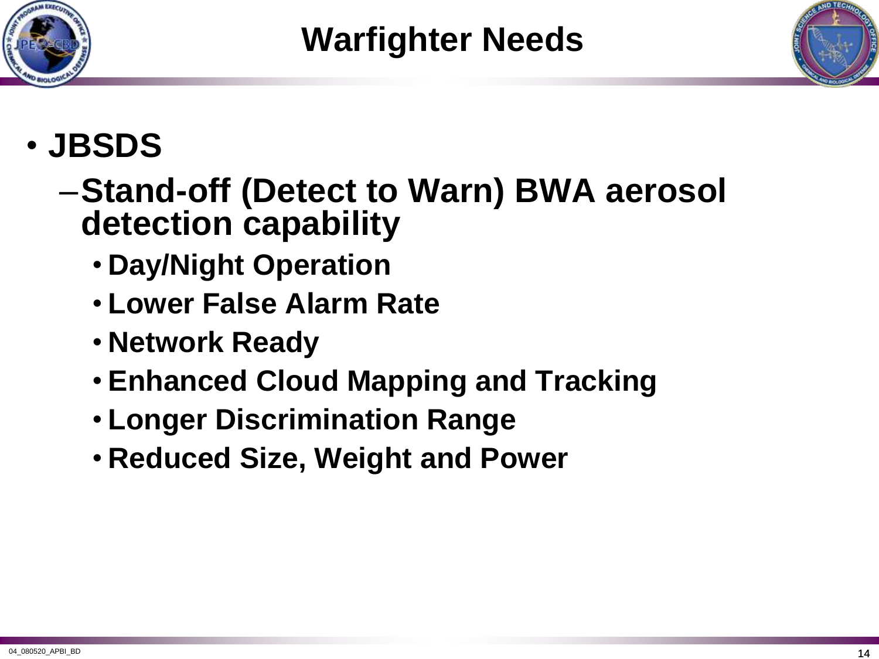# Warfighter Needs

- **JBSDS**
  - **Stand-off (Detect to Warn) BWA aerosol detection capability**
    - **Day/Night Operation**
    - **Lower False Alarm Rate**
    - **Network Ready**
    - **Enhanced Cloud Mapping and Tracking**
    - **Longer Discrimination Range**
    - **Reduced Size, Weight and Power**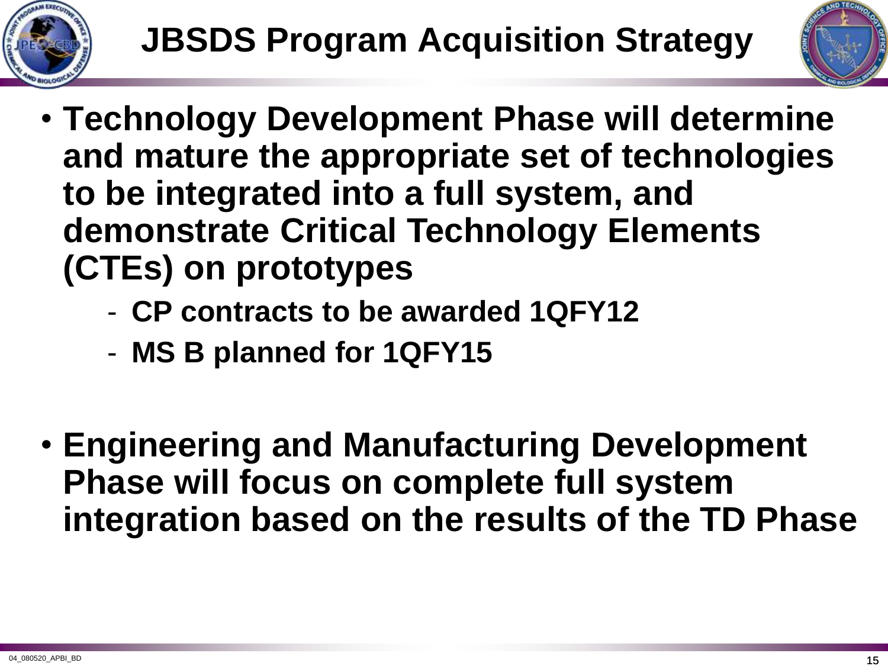# JBSDS Program Acquisition Strategy

- **Technology Development Phase will determine and mature the appropriate set of technologies to be integrated into a full system, and demonstrate Critical Technology Elements (CTEs) on prototypes**
  - **CP contracts to be awarded 1QFY12**
  - **MS B planned for 1QFY15**

- **Engineering and Manufacturing Development Phase will focus on complete full system integration based on the results of the TD Phase**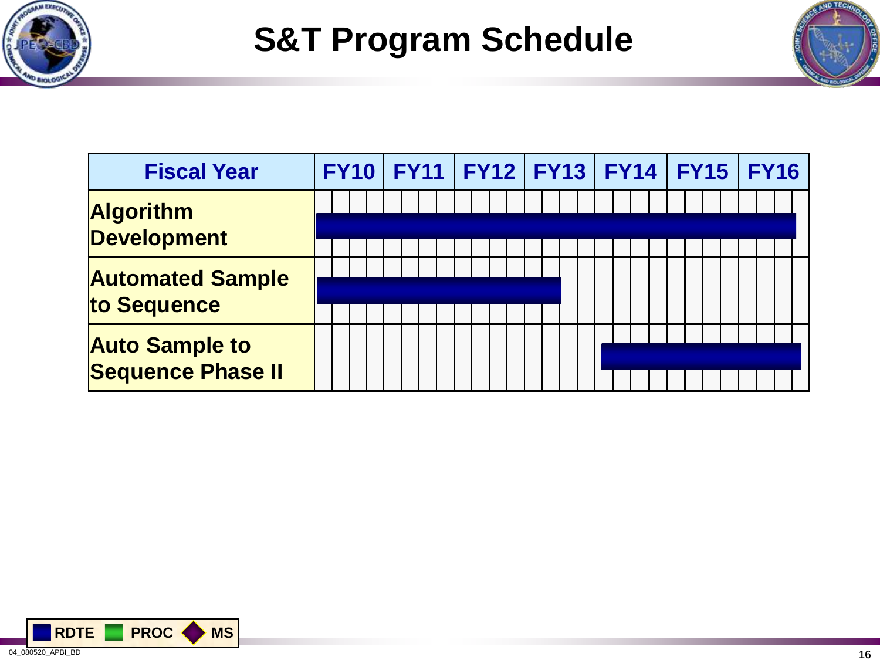# S&T Program Schedule

| Fiscal Year | FY10 | FY11 | FY12 | FY13 | FY14 | FY15 | FY16 |
|---|---|---|---|---|---|---|---|
| Algorithm Development | ■ | ■ | ■ | ■ | ■ | ■ | ■ |
| Automated Sample to Sequence | ■ | ■ | ■ | ■ | | | |
| Auto Sample to Sequence Phase II | | | | | ■ | ■ | ■ |

RDTE PROC MS

04_080520_APBI_BD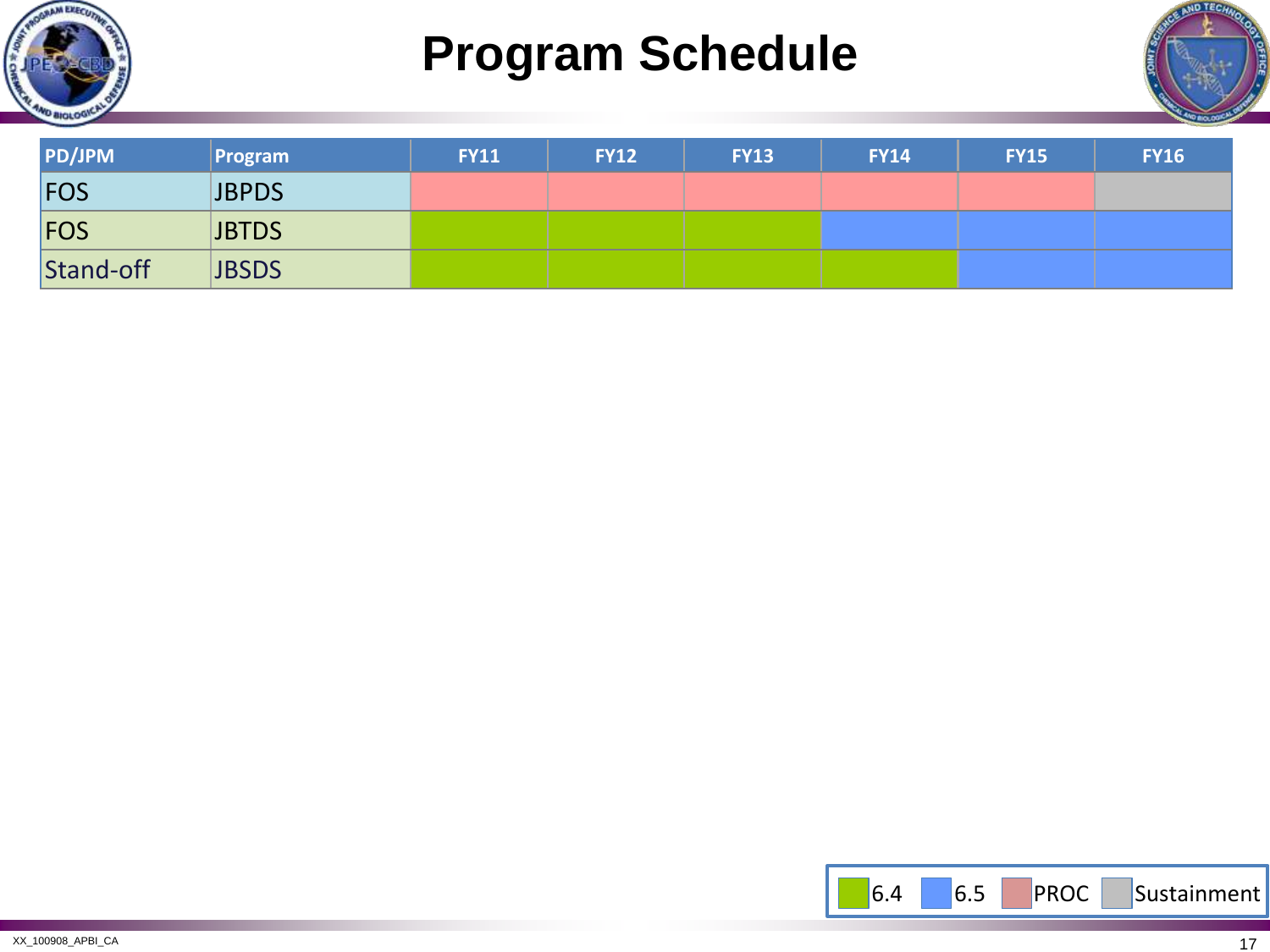# Program Schedule

| PD/JPM | Program | FY11 | FY12 | FY13 | FY14 | FY15 | FY16 |
|---|---|---|---|---|---|---|---|
| FOS | JBPDS | PROC | PROC | PROC | PROC | PROC | Sustainment |
| FOS | JBTDS | 6.4 | 6.4 | 6.4 | 6.5 | 6.5 | 6.5 |
| Stand-off | JBSDS | 6.4 | 6.4 | 6.4 | 6.4 | 6.5 | 6.5 |

Legend: 6.4 | 6.5 | PROC | Sustainment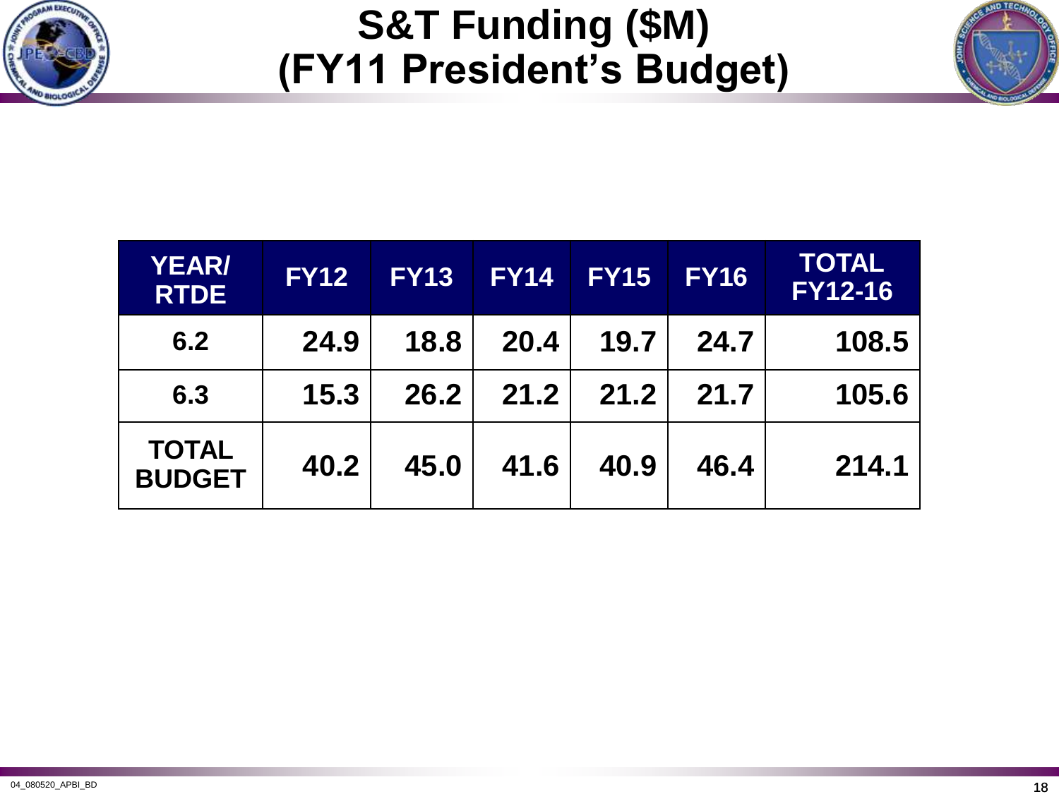# S&T Funding ($M) (FY11 President's Budget)

| YEAR/ RTDE | FY12 | FY13 | FY14 | FY15 | FY16 | TOTAL FY12-16 |
|---|---|---|---|---|---|---|
| 6.2 | 24.9 | 18.8 | 20.4 | 19.7 | 24.7 | 108.5 |
| 6.3 | 15.3 | 26.2 | 21.2 | 21.2 | 21.7 | 105.6 |
| TOTAL BUDGET | 40.2 | 45.0 | 41.6 | 40.9 | 46.4 | 214.1 |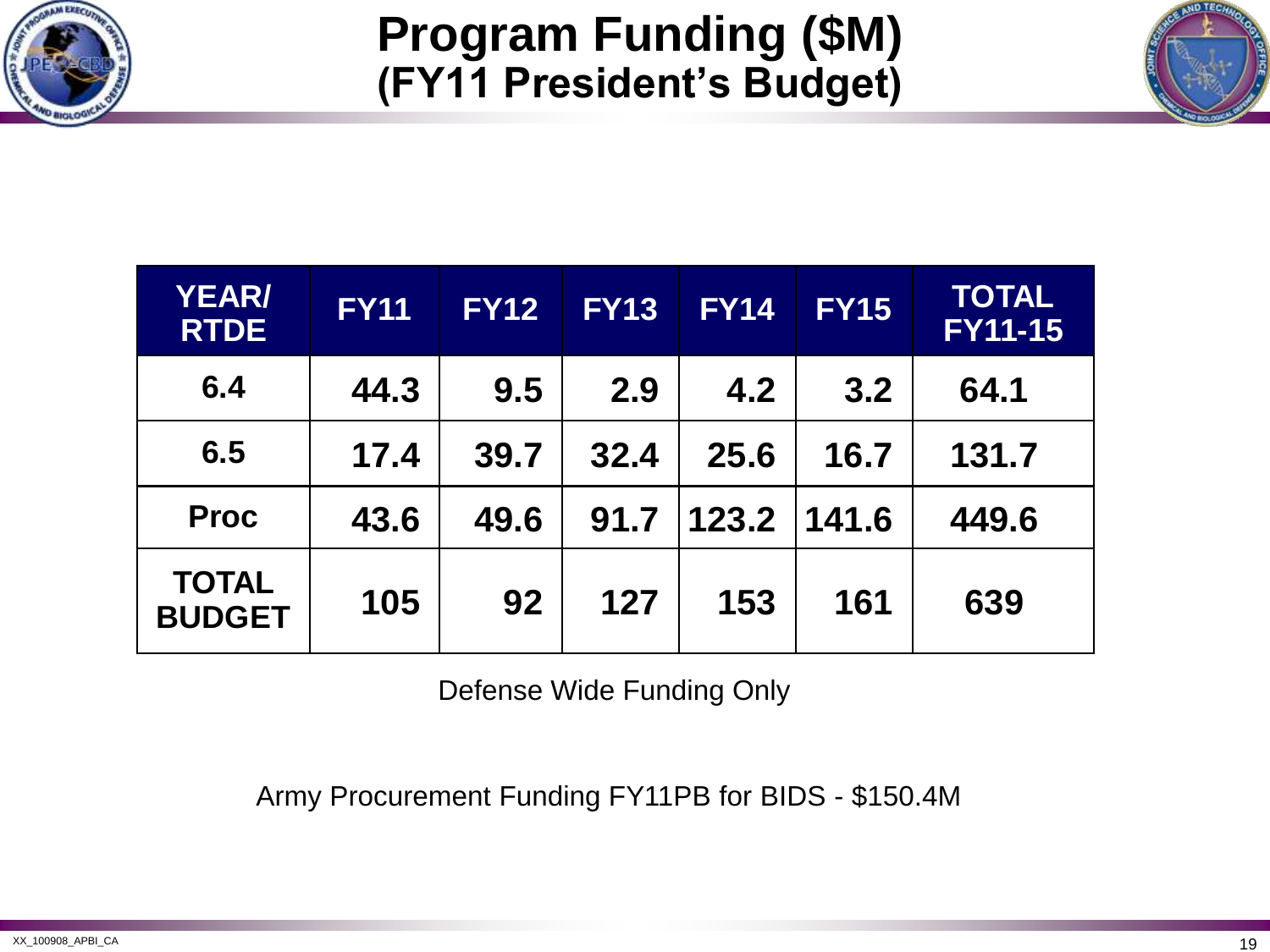# Program Funding ($M)
## (FY11 President's Budget)

| YEAR/ RTDE | FY11 | FY12 | FY13 | FY14 | FY15 | TOTAL FY11-15 |
|---|---|---|---|---|---|---|
| 6.4 | 44.3 | 9.5 | 2.9 | 4.2 | 3.2 | 64.1 |
| 6.5 | 17.4 | 39.7 | 32.4 | 25.6 | 16.7 | 131.7 |
| Proc | 43.6 | 49.6 | 91.7 | 123.2 | 141.6 | 449.6 |
| TOTAL BUDGET | 105 | 92 | 127 | 153 | 161 | 639 |

Defense Wide Funding Only

Army Procurement Funding FY11PB for BIDS - $150.4M

XX_100908_APBI_CA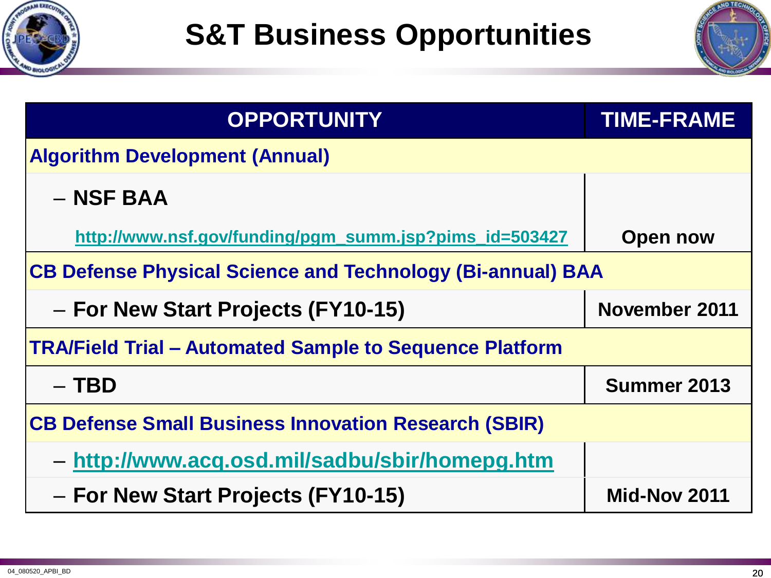# S&T Business Opportunities

| OPPORTUNITY | TIME-FRAME |
|---|---|
| **Algorithm Development (Annual)** | |
| – **NSF BAA** http://www.nsf.gov/funding/pgm_summ.jsp?pims_id=503427 | **Open now** |
| **CB Defense Physical Science and Technology (Bi-annual) BAA** | |
| – **For New Start Projects (FY10-15)** | **November 2011** |
| **TRA/Field Trial – Automated Sample to Sequence Platform** | |
| – **TBD** | **Summer 2013** |
| **CB Defense Small Business Innovation Research (SBIR)** | |
| – http://www.acq.osd.mil/sadbu/sbir/homepg.htm | |
| – **For New Start Projects (FY10-15)** | **Mid-Nov 2011** |

04_080520_APBI_BD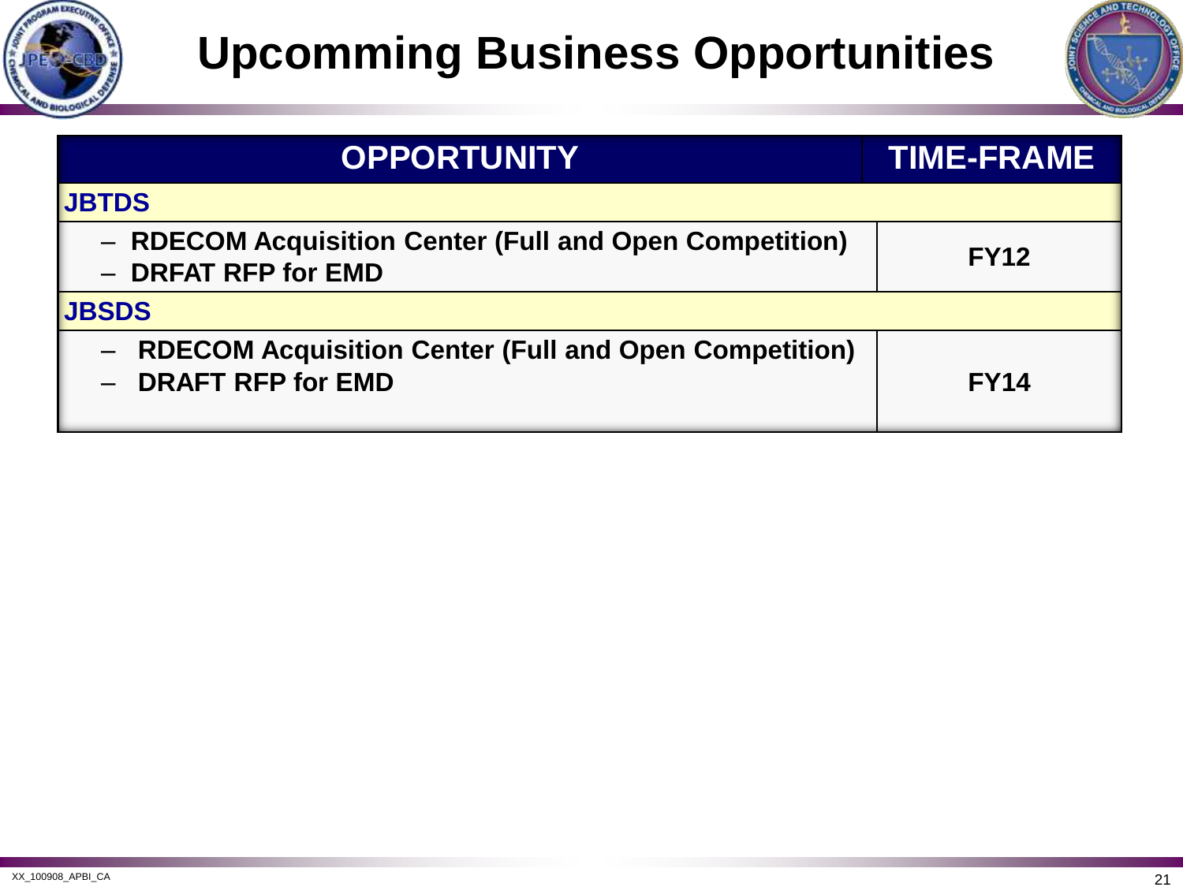# Upcomming Business Opportunities

| OPPORTUNITY | TIME-FRAME |
| --- | --- |
| **JBTDS** | |
| – RDECOM Acquisition Center (Full and Open Competition)<br>– DRFAT RFP for EMD | FY12 |
| **JBSDS** | |
| – RDECOM Acquisition Center (Full and Open Competition)<br>– DRAFT RFP for EMD | FY14 |

XX_100908_APBI_CA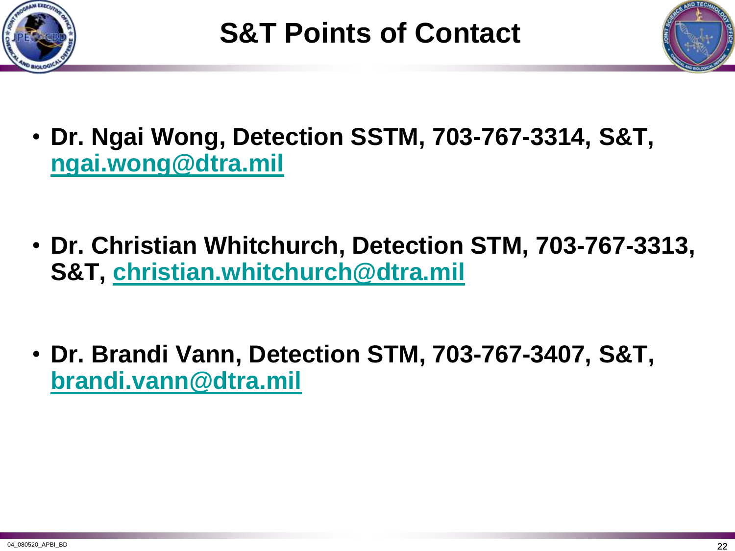# S&T Points of Contact

- **Dr. Ngai Wong, Detection SSTM, 703-767-3314, S&T, ngai.wong@dtra.mil**
- **Dr. Christian Whitchurch, Detection STM, 703-767-3313, S&T, christian.whitchurch@dtra.mil**
- **Dr. Brandi Vann, Detection STM, 703-767-3407, S&T, brandi.vann@dtra.mil**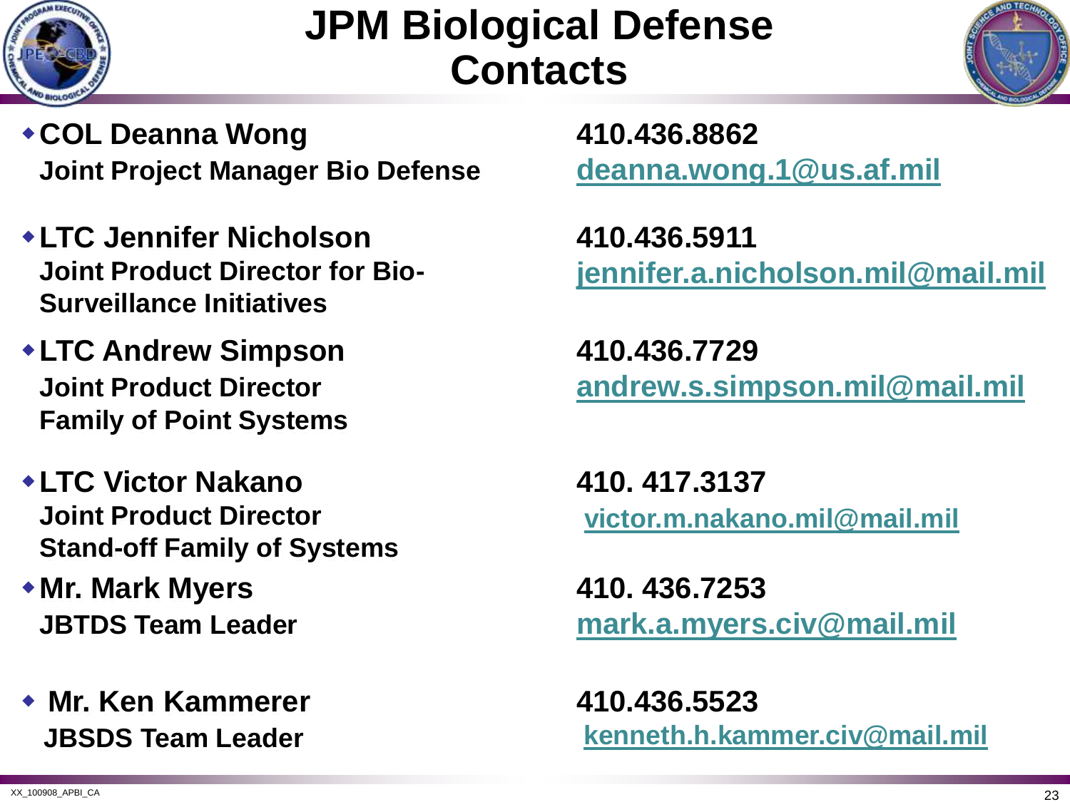# JPM Biological Defense Contacts

- **COL Deanna Wong**
  **Joint Project Manager Bio Defense**
  **410.436.8862**
  **deanna.wong.1@us.af.mil**

- **LTC Jennifer Nicholson**
  **Joint Product Director for Bio-Surveillance Initiatives**
  **410.436.5911**
  **jennifer.a.nicholson.mil@mail.mil**

- **LTC Andrew Simpson**
  **Joint Product Director**
  **Family of Point Systems**
  **410.436.7729**
  **andrew.s.simpson.mil@mail.mil**

- **LTC Victor Nakano**
  **Joint Product Director**
  **Stand-off Family of Systems**
  **410. 417.3137**
  **victor.m.nakano.mil@mail.mil**

- **Mr. Mark Myers**
  **JBTDS Team Leader**
  **410. 436.7253**
  **mark.a.myers.civ@mail.mil**

- **Mr. Ken Kammerer**
  **JBSDS Team Leader**
  **410.436.5523**
  **kenneth.h.kammer.civ@mail.mil**

XX_100908_APBI_CA